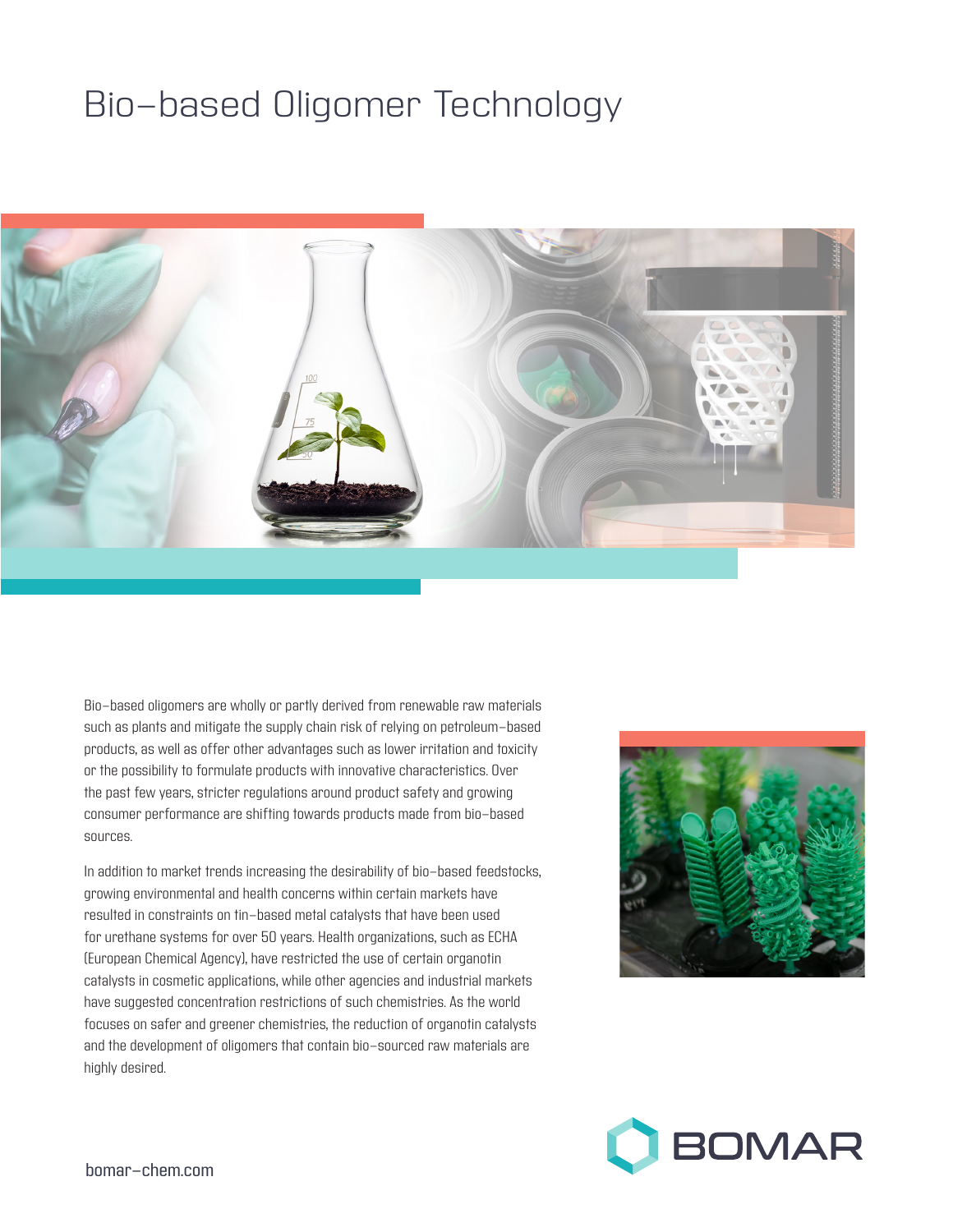# Bio-based Oligomer Technology

Bio-based oligomers are wholly or partly derived from renewable raw materials such as plants and mitigate the supply chain risk of relying on petroleum-based products, as well as offer other advantages such as lower irritation and toxicity or the possibility to formulate products with innovative characteristics. Over the past few years, stricter regulations around product safety and growing consumer performance are shifting towards products made from bio-based sources.

In addition to market trends increasing the desirability of bio-based feedstocks, growing environmental and health concerns within certain markets have resulted in constraints on tin-based metal catalysts that have been used for urethane systems for over 50 years. Health organizations, such as ECHA (European Chemical Agency), have restricted the use of certain organotin catalysts in cosmetic applications, while other agencies and industrial markets have suggested concentration restrictions of such chemistries. As the world focuses on safer and greener chemistries, the reduction of organotin catalysts and the development of oligomers that contain bio-sourced raw materials are highly desired.

BOMAR

bomar-chem.com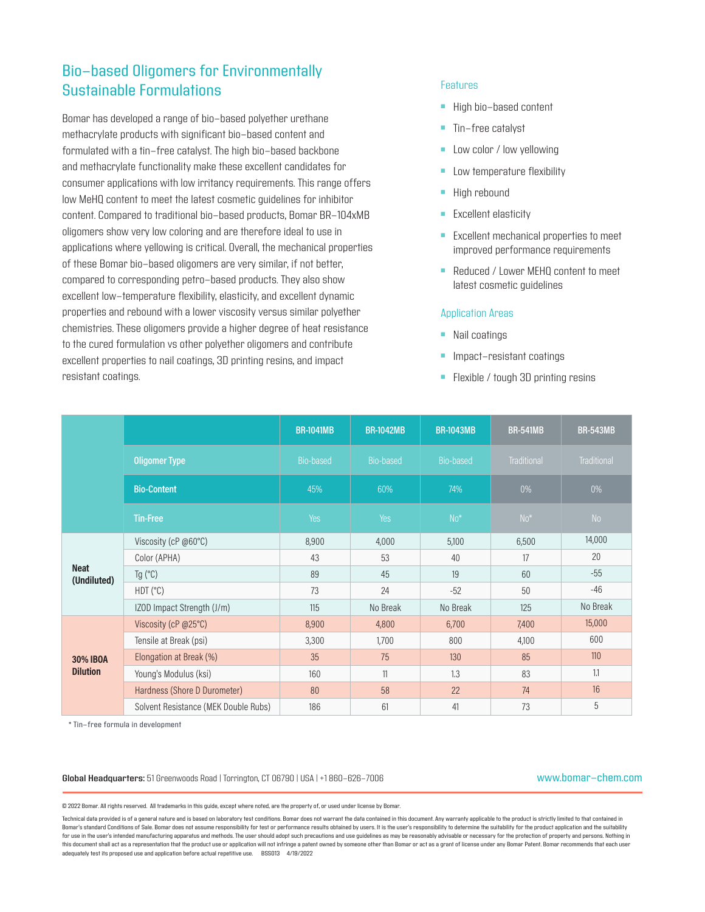## Bio-based Oligomers for Environmentally Sustainable Formulations

Bomar has developed a range of bio-based polyether urethane methacrylate products with significant bio-based content and formulated with a tin-free catalyst. The high bio-based backbone and methacrylate functionality make these excellent candidates for consumer applications with low irritancy requirements. This range offers low MeHQ content to meet the latest cosmetic guidelines for inhibitor content. Compared to traditional bio-based products, Bomar BR-104xMB oligomers show very low coloring and are therefore ideal to use in applications where yellowing is critical. Overall, the mechanical properties of these Bomar bio-based oligomers are very similar, if not better, compared to corresponding petro-based products. They also show excellent low-temperature flexibility, elasticity, and excellent dynamic properties and rebound with a lower viscosity versus similar polyether chemistries. These oligomers provide a higher degree of heat resistance to the cured formulation vs other polyether oligomers and contribute excellent properties to nail coatings, 3D printing resins, and impact resistant coatings.

### Features

- High bio-based content
- Tin-free catalyst
- Low color / low yellowing
- Low temperature flexibility
- High rebound
- Excellent elasticity
- Excellent mechanical properties to meet improved performance requirements
- Reduced / Lower MEHQ content to meet latest cosmetic guidelines

### Application Areas

- Nail coatings
- Impact-resistant coatings
- Flexible / tough 3D printing resins

| | | BR-1041MB | BR-1042MB | BR-1043MB | BR-541MB | BR-543MB |
|---|---|---|---|---|---|---|
| | **Oligomer Type** | Bio-based | Bio-based | Bio-based | Traditional | Traditional |
| | **Bio-Content** | 45% | 60% | 74% | 0% | 0% |
| | **Tin-Free** | Yes | Yes | No* | No* | No |
| **Neat (Undiluted)** | Viscosity (cP @60°C) | 8,900 | 4,000 | 5,100 | 6,500 | 14,000 |
| | Color (APHA) | 43 | 53 | 40 | 17 | 20 |
| | Tg (°C) | 89 | 45 | 19 | 60 | -55 |
| | HDT (°C) | 73 | 24 | -52 | 50 | -46 |
| | IZOD Impact Strength (J/m) | 115 | No Break | No Break | 125 | No Break |
| **30% IBOA Dilution** | Viscosity (cP @25°C) | 8,900 | 4,800 | 6,700 | 7,400 | 15,000 |
| | Tensile at Break (psi) | 3,300 | 1,700 | 800 | 4,100 | 600 |
| | Elongation at Break (%) | 35 | 75 | 130 | 85 | 110 |
| | Young's Modulus (ksi) | 160 | 11 | 1.3 | 83 | 1.1 |
| | Hardness (Shore D Durometer) | 80 | 58 | 22 | 74 | 16 |
| | Solvent Resistance (MEK Double Rubs) | 186 | 61 | 41 | 73 | 5 |

\* Tin-free formula in development

**Global Headquarters:** 51 Greenwoods Road | Torrington, CT 06790 | USA | +1 860-626-7006 www.bomar-chem.com

© 2022 Bomar. All rights reserved. All trademarks in this guide, except where noted, are the property of, or used under license by Bomar.

Technical data provided is of a general nature and is based on laboratory test conditions. Bomar does not warrant the data contained in this document. Any warranty applicable to the product is strictly limited to that contained in Bomar's standard Conditions of Sale. Bomar does not assume responsibility for test or performance results obtained by users. It is the user's responsibility to determine the suitability for the product application and the suitability for use in the user's intended manufacturing apparatus and methods. The user should adopt such precautions and use guidelines as may be reasonably advisable or necessary for the protection of property and persons. Nothing in this document shall act as a representation that the product use or application will not infringe a patent owned by someone other than Bomar or act as a grant of license under any Bomar Patent. Bomar recommends that each user adequately test its proposed use and application before actual repetitive use. BSS013 4/19/2022